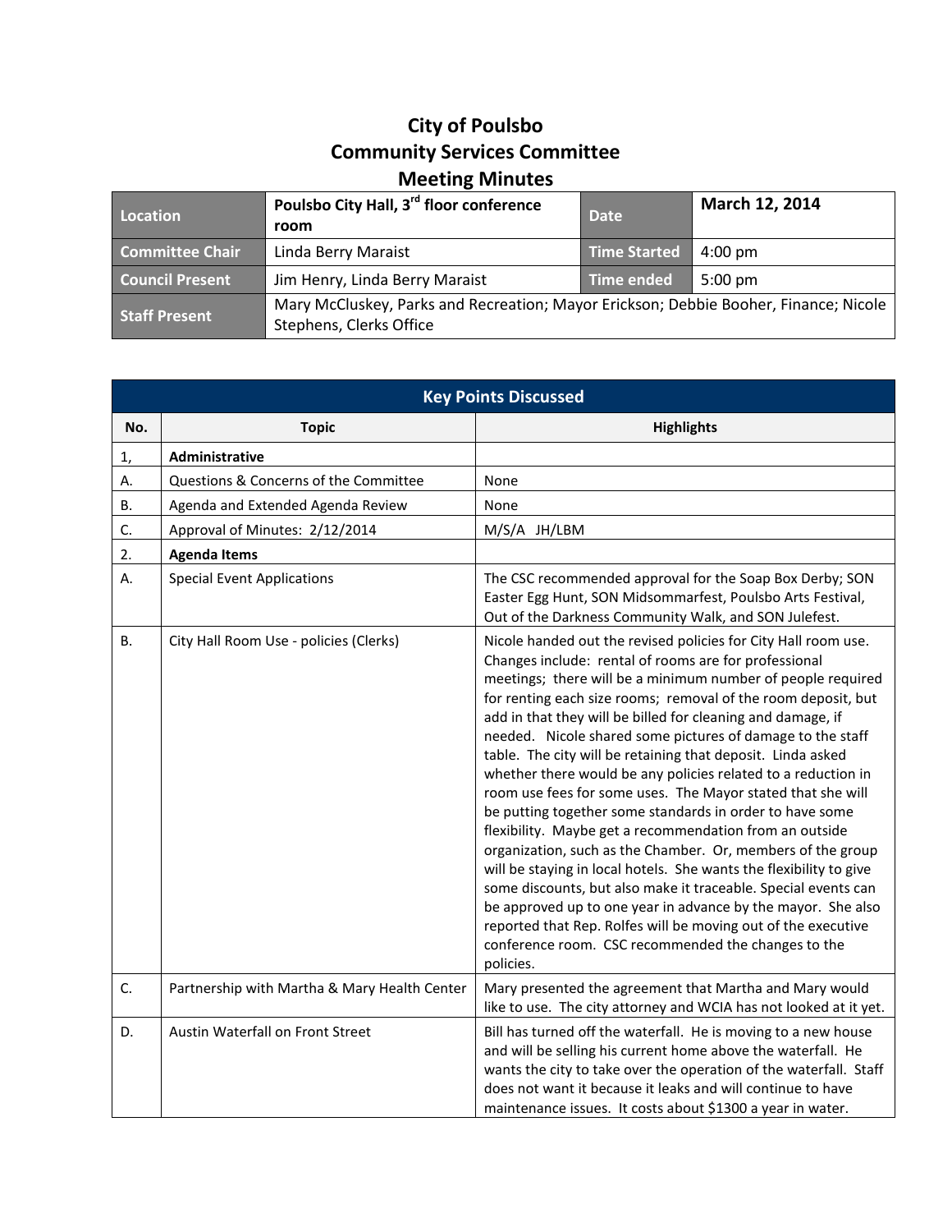# City of Poulsbo
# Community Services Committee
# Meeting Minutes

| Location | Poulsbo City Hall, 3rd floor conference room | Date | March 12, 2014 |
|---|---|---|---|
| Committee Chair | Linda Berry Maraist | Time Started | 4:00 pm |
| Council Present | Jim Henry, Linda Berry Maraist | Time ended | 5:00 pm |
| Staff Present | Mary McCluskey, Parks and Recreation; Mayor Erickson; Debbie Booher, Finance; Nicole Stephens, Clerks Office | | |

| Key Points Discussed | | |
|---|---|---|
| **No.** | **Topic** | **Highlights** |
| 1, | **Administrative** | |
| A. | Questions & Concerns of the Committee | None |
| B. | Agenda and Extended Agenda Review | None |
| C. | Approval of Minutes: 2/12/2014 | M/S/A JH/LBM |
| 2. | **Agenda Items** | |
| A. | Special Event Applications | The CSC recommended approval for the Soap Box Derby; SON Easter Egg Hunt, SON Midsommarfest, Poulsbo Arts Festival, Out of the Darkness Community Walk, and SON Julefest. |
| B. | City Hall Room Use - policies (Clerks) | Nicole handed out the revised policies for City Hall room use. Changes include: rental of rooms are for professional meetings; there will be a minimum number of people required for renting each size rooms; removal of the room deposit, but add in that they will be billed for cleaning and damage, if needed. Nicole shared some pictures of damage to the staff table. The city will be retaining that deposit. Linda asked whether there would be any policies related to a reduction in room use fees for some uses. The Mayor stated that she will be putting together some standards in order to have some flexibility. Maybe get a recommendation from an outside organization, such as the Chamber. Or, members of the group will be staying in local hotels. She wants the flexibility to give some discounts, but also make it traceable. Special events can be approved up to one year in advance by the mayor. She also reported that Rep. Rolfes will be moving out of the executive conference room. CSC recommended the changes to the policies. |
| C. | Partnership with Martha & Mary Health Center | Mary presented the agreement that Martha and Mary would like to use. The city attorney and WCIA has not looked at it yet. |
| D. | Austin Waterfall on Front Street | Bill has turned off the waterfall. He is moving to a new house and will be selling his current home above the waterfall. He wants the city to take over the operation of the waterfall. Staff does not want it because it leaks and will continue to have maintenance issues. It costs about $1300 a year in water. |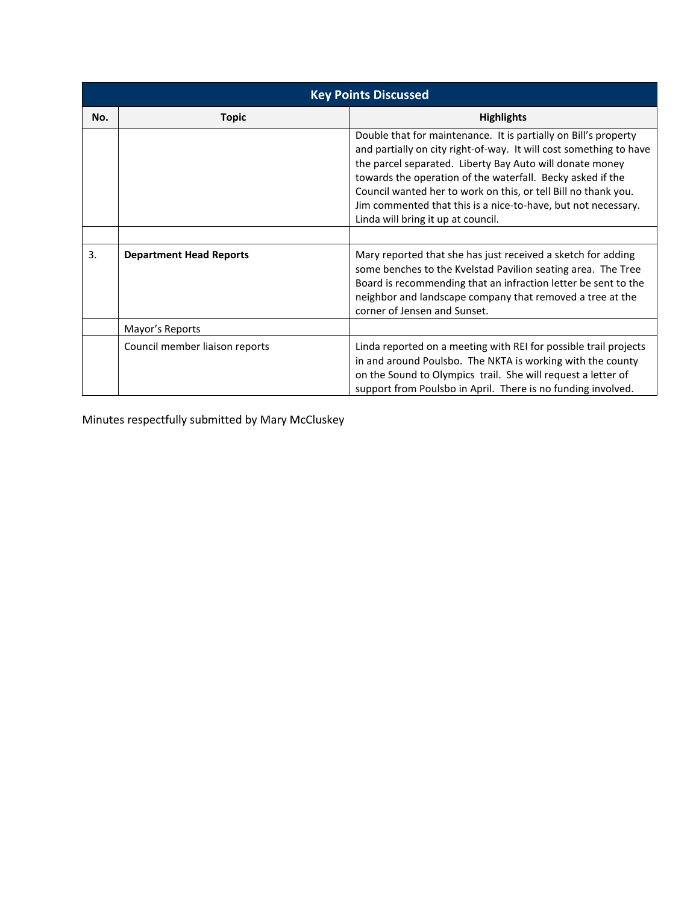| Key Points Discussed | | |
|---|---|---|
| **No.** | **Topic** | **Highlights** |
| | | Double that for maintenance. It is partially on Bill's property and partially on city right-of-way. It will cost something to have the parcel separated. Liberty Bay Auto will donate money towards the operation of the waterfall. Becky asked if the Council wanted her to work on this, or tell Bill no thank you. Jim commented that this is a nice-to-have, but not necessary. Linda will bring it up at council. |
| | | |
| 3. | **Department Head Reports** | Mary reported that she has just received a sketch for adding some benches to the Kvelstad Pavilion seating area. The Tree Board is recommending that an infraction letter be sent to the neighbor and landscape company that removed a tree at the corner of Jensen and Sunset. |
| | Mayor's Reports | |
| | Council member liaison reports | Linda reported on a meeting with REI for possible trail projects in and around Poulsbo. The NKTA is working with the county on the Sound to Olympics trail. She will request a letter of support from Poulsbo in April. There is no funding involved. |

Minutes respectfully submitted by Mary McCluskey